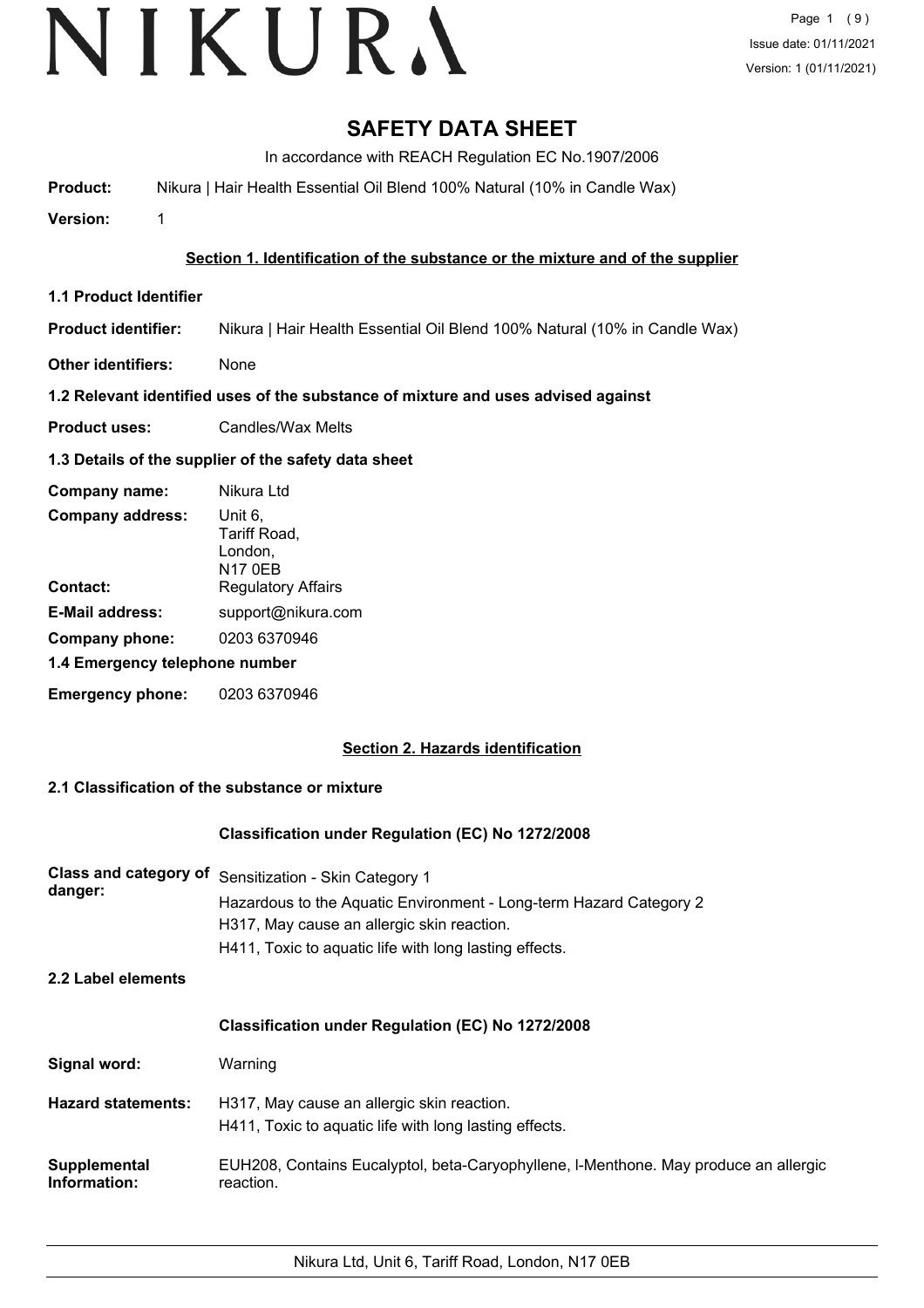# SAFETY DATA SHEET

In accordance with REACH Regulation EC No.1907/2006

**Product:** Nikura | Hair Health Essential Oil Blend 100% Natural (10% in Candle Wax)

**Version:** 1

## Section 1. Identification of the substance or the mixture and of the supplier

### 1.1 Product Identifier

**Product identifier:** Nikura | Hair Health Essential Oil Blend 100% Natural (10% in Candle Wax)

**Other identifiers:** None

### 1.2 Relevant identified uses of the substance of mixture and uses advised against

**Product uses:** Candles/Wax Melts

### 1.3 Details of the supplier of the safety data sheet

**Company name:** Nikura Ltd

**Company address:** Unit 6, Tariff Road, London, N17 0EB

**Contact:** Regulatory Affairs

**E-Mail address:** support@nikura.com

**Company phone:** 0203 6370946

### 1.4 Emergency telephone number

**Emergency phone:** 0203 6370946

## Section 2. Hazards identification

### 2.1 Classification of the substance or mixture

**Classification under Regulation (EC) No 1272/2008**

**Class and category of danger:** Sensitization - Skin Category 1
Hazardous to the Aquatic Environment - Long-term Hazard Category 2
H317, May cause an allergic skin reaction.
H411, Toxic to aquatic life with long lasting effects.

### 2.2 Label elements

**Classification under Regulation (EC) No 1272/2008**

**Signal word:** Warning

**Hazard statements:** H317, May cause an allergic skin reaction.
H411, Toxic to aquatic life with long lasting effects.

**Supplemental Information:** EUH208, Contains Eucalyptol, beta-Caryophyllene, l-Menthone. May produce an allergic reaction.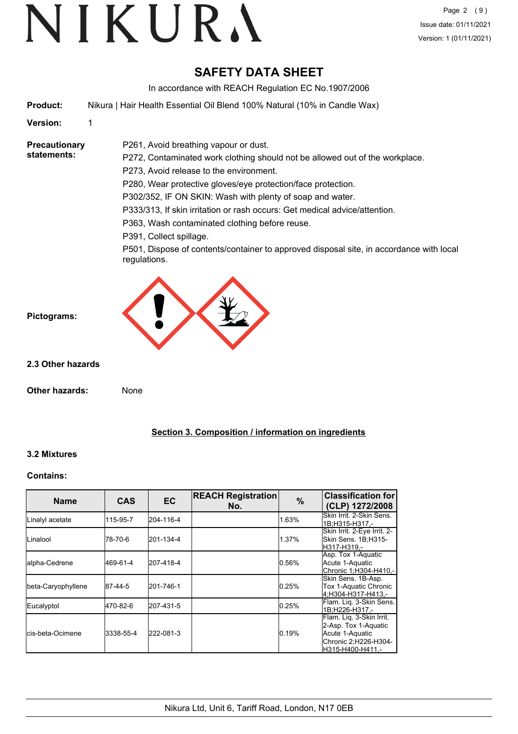# SAFETY DATA SHEET

In accordance with REACH Regulation EC No.1907/2006

**Product:** Nikura | Hair Health Essential Oil Blend 100% Natural (10% in Candle Wax)

**Version:** 1

**Precautionary statements:**

P261, Avoid breathing vapour or dust.

P272, Contaminated work clothing should not be allowed out of the workplace.

P273, Avoid release to the environment.

P280, Wear protective gloves/eye protection/face protection.

P302/352, IF ON SKIN: Wash with plenty of soap and water.

P333/313, If skin irritation or rash occurs: Get medical advice/attention.

P363, Wash contaminated clothing before reuse.

P391, Collect spillage.

P501, Dispose of contents/container to approved disposal site, in accordance with local regulations.

**Pictograms:**

### 2.3 Other hazards

**Other hazards:** None

## Section 3. Composition / information on ingredients

### 3.2 Mixtures

**Contains:**

| Name | CAS | EC | REACH Registration No. | % | Classification for (CLP) 1272/2008 |
|---|---|---|---|---|---|
| Linalyl acetate | 115-95-7 | 204-116-4 | | 1.63% | Skin Irrit. 2-Skin Sens. 1B;H315-H317,- |
| Linalool | 78-70-6 | 201-134-4 | | 1.37% | Skin Irrit. 2-Eye Irrit. 2-Skin Sens. 1B;H315-H317-H319,- |
| alpha-Cedrene | 469-61-4 | 207-418-4 | | 0.56% | Asp. Tox 1-Aquatic Acute 1-Aquatic Chronic 1;H304-H410,- |
| beta-Caryophyllene | 87-44-5 | 201-746-1 | | 0.25% | Skin Sens. 1B-Asp. Tox 1-Aquatic Chronic 4;H304-H317-H413,- |
| Eucalyptol | 470-82-6 | 207-431-5 | | 0.25% | Flam. Liq. 3-Skin Sens. 1B;H226-H317,- |
| cis-beta-Ocimene | 3338-55-4 | 222-081-3 | | 0.19% | Flam. Liq. 3-Skin Irrit. 2-Asp. Tox 1-Aquatic Acute 1-Aquatic Chronic 2;H226-H304-H315-H400-H411,- |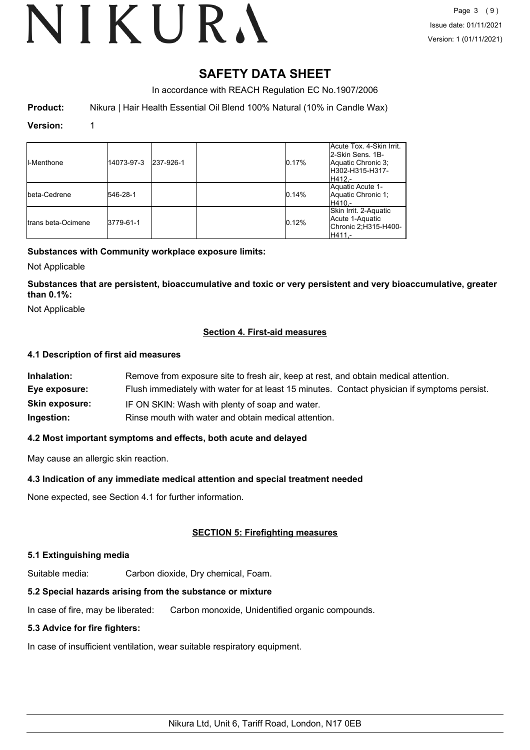# SAFETY DATA SHEET

In accordance with REACH Regulation EC No.1907/2006

**Product:** Nikura | Hair Health Essential Oil Blend 100% Natural (10% in Candle Wax)

**Version:** 1

| | | | | | |
|---|---|---|---|---|---|
| l-Menthone | 14073-97-3 | 237-926-1 | | 0.17% | Acute Tox. 4-Skin Irrit. 2-Skin Sens. 1B-Aquatic Chronic 3;H302-H315-H317-H412,- |
| beta-Cedrene | 546-28-1 | | | 0.14% | Aquatic Acute 1-Aquatic Chronic 1;H410,- |
| trans beta-Ocimene | 3779-61-1 | | | 0.12% | Skin Irrit. 2-Aquatic Acute 1-Aquatic Chronic 2;H315-H400-H411,- |

**Substances with Community workplace exposure limits:**

Not Applicable

**Substances that are persistent, bioaccumulative and toxic or very persistent and very bioaccumulative, greater than 0.1%:**

Not Applicable

## Section 4. First-aid measures

### 4.1 Description of first aid measures

**Inhalation:** Remove from exposure site to fresh air, keep at rest, and obtain medical attention.

**Eye exposure:** Flush immediately with water for at least 15 minutes. Contact physician if symptoms persist.

**Skin exposure:** IF ON SKIN: Wash with plenty of soap and water.

**Ingestion:** Rinse mouth with water and obtain medical attention.

### 4.2 Most important symptoms and effects, both acute and delayed

May cause an allergic skin reaction.

### 4.3 Indication of any immediate medical attention and special treatment needed

None expected, see Section 4.1 for further information.

## SECTION 5: Firefighting measures

### 5.1 Extinguishing media

Suitable media: Carbon dioxide, Dry chemical, Foam.

### 5.2 Special hazards arising from the substance or mixture

In case of fire, may be liberated: Carbon monoxide, Unidentified organic compounds.

### 5.3 Advice for fire fighters:

In case of insufficient ventilation, wear suitable respiratory equipment.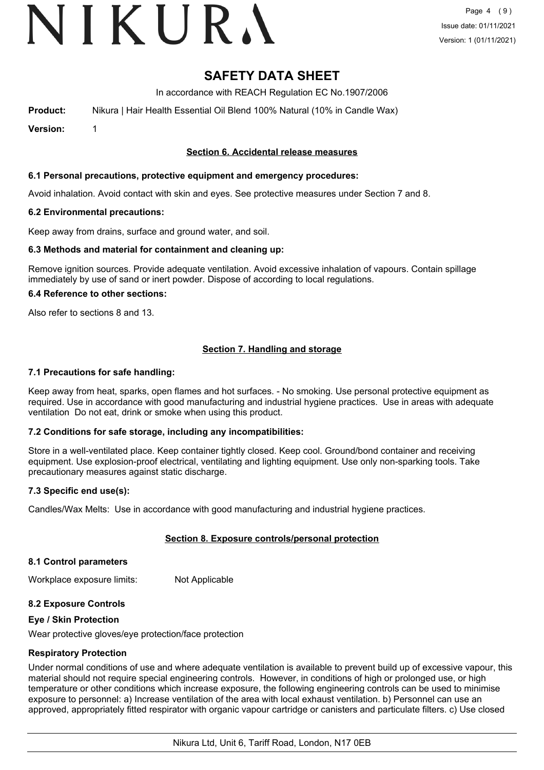# SAFETY DATA SHEET

In accordance with REACH Regulation EC No.1907/2006

**Product:** Nikura | Hair Health Essential Oil Blend 100% Natural (10% in Candle Wax)

**Version:** 1

## Section 6. Accidental release measures

### 6.1 Personal precautions, protective equipment and emergency procedures:

Avoid inhalation. Avoid contact with skin and eyes. See protective measures under Section 7 and 8.

### 6.2 Environmental precautions:

Keep away from drains, surface and ground water, and soil.

### 6.3 Methods and material for containment and cleaning up:

Remove ignition sources. Provide adequate ventilation. Avoid excessive inhalation of vapours. Contain spillage immediately by use of sand or inert powder. Dispose of according to local regulations.

### 6.4 Reference to other sections:

Also refer to sections 8 and 13.

## Section 7. Handling and storage

### 7.1 Precautions for safe handling:

Keep away from heat, sparks, open flames and hot surfaces. - No smoking. Use personal protective equipment as required. Use in accordance with good manufacturing and industrial hygiene practices. Use in areas with adequate ventilation Do not eat, drink or smoke when using this product.

### 7.2 Conditions for safe storage, including any incompatibilities:

Store in a well-ventilated place. Keep container tightly closed. Keep cool. Ground/bond container and receiving equipment. Use explosion-proof electrical, ventilating and lighting equipment. Use only non-sparking tools. Take precautionary measures against static discharge.

### 7.3 Specific end use(s):

Candles/Wax Melts: Use in accordance with good manufacturing and industrial hygiene practices.

## Section 8. Exposure controls/personal protection

### 8.1 Control parameters

Workplace exposure limits: Not Applicable

### 8.2 Exposure Controls

**Eye / Skin Protection**

Wear protective gloves/eye protection/face protection

**Respiratory Protection**

Under normal conditions of use and where adequate ventilation is available to prevent build up of excessive vapour, this material should not require special engineering controls. However, in conditions of high or prolonged use, or high temperature or other conditions which increase exposure, the following engineering controls can be used to minimise exposure to personnel: a) Increase ventilation of the area with local exhaust ventilation. b) Personnel can use an approved, appropriately fitted respirator with organic vapour cartridge or canisters and particulate filters. c) Use closed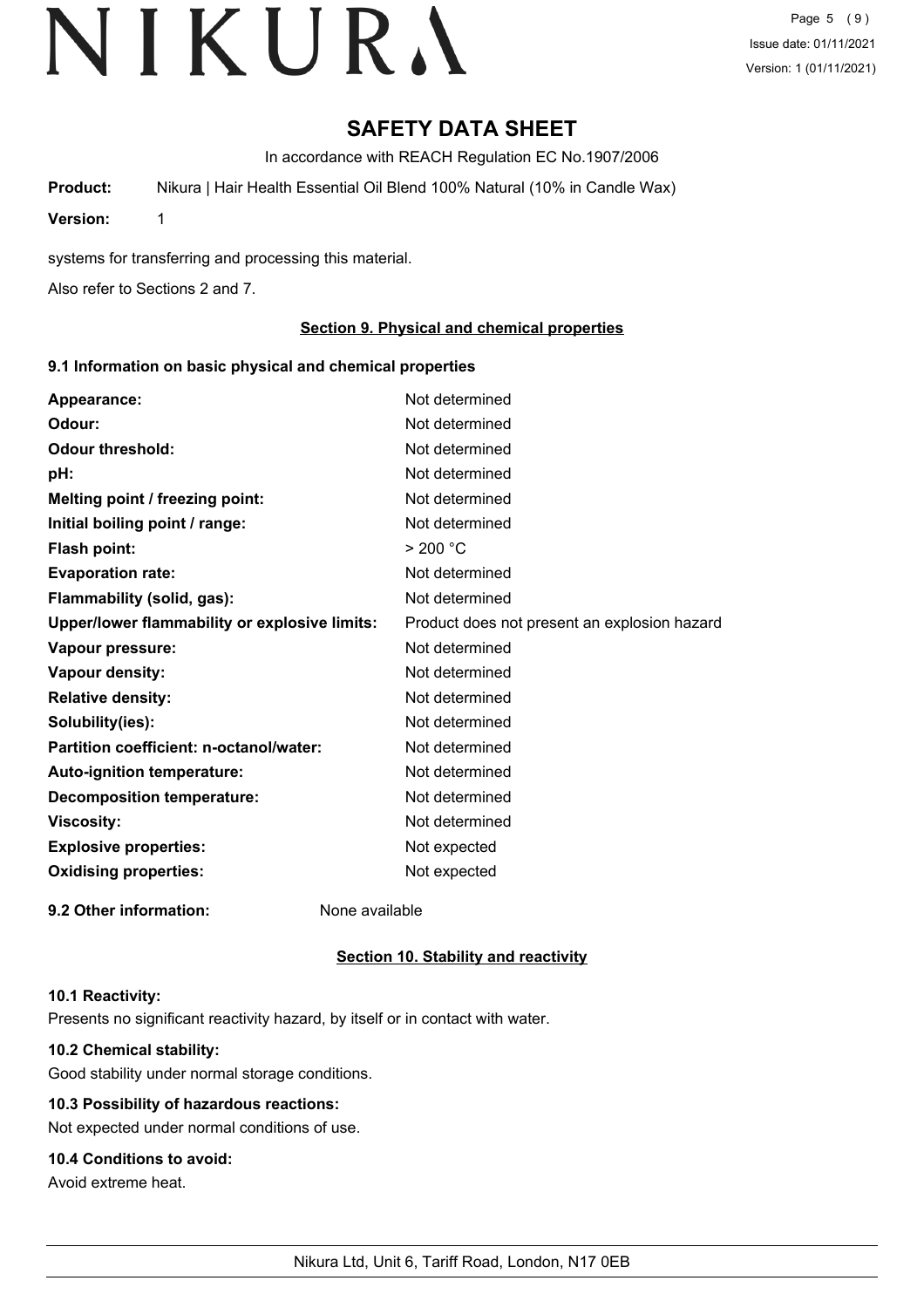# SAFETY DATA SHEET

In accordance with REACH Regulation EC No.1907/2006

**Product:** Nikura | Hair Health Essential Oil Blend 100% Natural (10% in Candle Wax)

**Version:** 1

systems for transferring and processing this material.

Also refer to Sections 2 and 7.

## Section 9. Physical and chemical properties

### 9.1 Information on basic physical and chemical properties

| | |
|---|---|
| **Appearance:** | Not determined |
| **Odour:** | Not determined |
| **Odour threshold:** | Not determined |
| **pH:** | Not determined |
| **Melting point / freezing point:** | Not determined |
| **Initial boiling point / range:** | Not determined |
| **Flash point:** | > 200 °C |
| **Evaporation rate:** | Not determined |
| **Flammability (solid, gas):** | Not determined |
| **Upper/lower flammability or explosive limits:** | Product does not present an explosion hazard |
| **Vapour pressure:** | Not determined |
| **Vapour density:** | Not determined |
| **Relative density:** | Not determined |
| **Solubility(ies):** | Not determined |
| **Partition coefficient: n-octanol/water:** | Not determined |
| **Auto-ignition temperature:** | Not determined |
| **Decomposition temperature:** | Not determined |
| **Viscosity:** | Not determined |
| **Explosive properties:** | Not expected |
| **Oxidising properties:** | Not expected |

**9.2 Other information:** None available

## Section 10. Stability and reactivity

### 10.1 Reactivity:

Presents no significant reactivity hazard, by itself or in contact with water.

### 10.2 Chemical stability:

Good stability under normal storage conditions.

### 10.3 Possibility of hazardous reactions:

Not expected under normal conditions of use.

### 10.4 Conditions to avoid:

Avoid extreme heat.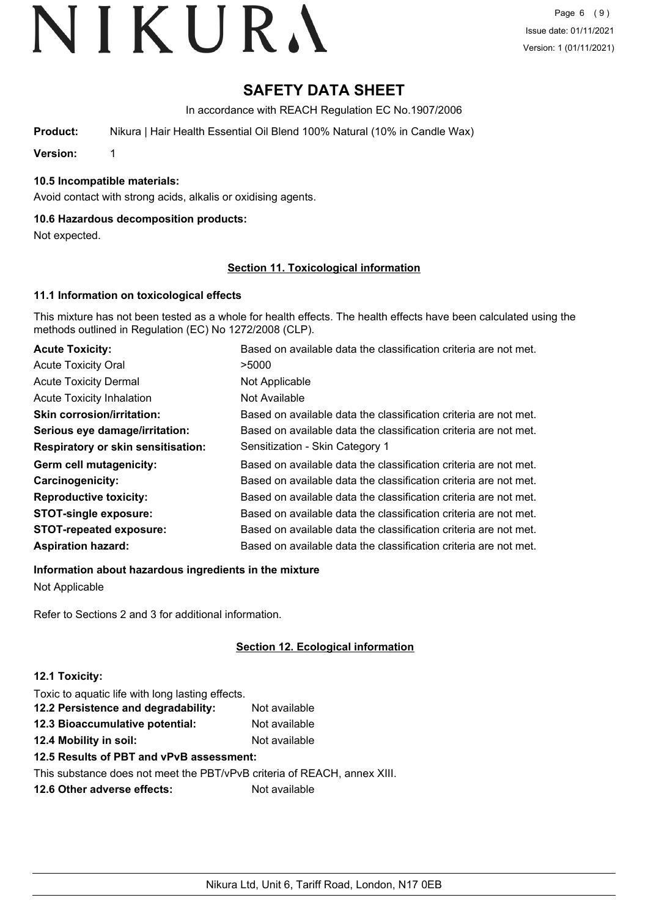# SAFETY DATA SHEET

In accordance with REACH Regulation EC No.1907/2006

**Product:** Nikura | Hair Health Essential Oil Blend 100% Natural (10% in Candle Wax)

**Version:** 1

### 10.5 Incompatible materials:

Avoid contact with strong acids, alkalis or oxidising agents.

### 10.6 Hazardous decomposition products:

Not expected.

## Section 11. Toxicological information

### 11.1 Information on toxicological effects

This mixture has not been tested as a whole for health effects. The health effects have been calculated using the methods outlined in Regulation (EC) No 1272/2008 (CLP).

| | |
|---|---|
| **Acute Toxicity:** | Based on available data the classification criteria are not met. |
| Acute Toxicity Oral | >5000 |
| Acute Toxicity Dermal | Not Applicable |
| Acute Toxicity Inhalation | Not Available |
| **Skin corrosion/irritation:** | Based on available data the classification criteria are not met. |
| **Serious eye damage/irritation:** | Based on available data the classification criteria are not met. |
| **Respiratory or skin sensitisation:** | Sensitization - Skin Category 1 |
| **Germ cell mutagenicity:** | Based on available data the classification criteria are not met. |
| **Carcinogenicity:** | Based on available data the classification criteria are not met. |
| **Reproductive toxicity:** | Based on available data the classification criteria are not met. |
| **STOT-single exposure:** | Based on available data the classification criteria are not met. |
| **STOT-repeated exposure:** | Based on available data the classification criteria are not met. |
| **Aspiration hazard:** | Based on available data the classification criteria are not met. |

**Information about hazardous ingredients in the mixture**

Not Applicable

Refer to Sections 2 and 3 for additional information.

## Section 12. Ecological information

### 12.1 Toxicity:

Toxic to aquatic life with long lasting effects.

| | |
|---|---|
| **12.2 Persistence and degradability:** | Not available |
| **12.3 Bioaccumulative potential:** | Not available |
| **12.4 Mobility in soil:** | Not available |

**12.5 Results of PBT and vPvB assessment:**

This substance does not meet the PBT/vPvB criteria of REACH, annex XIII.

**12.6 Other adverse effects:** Not available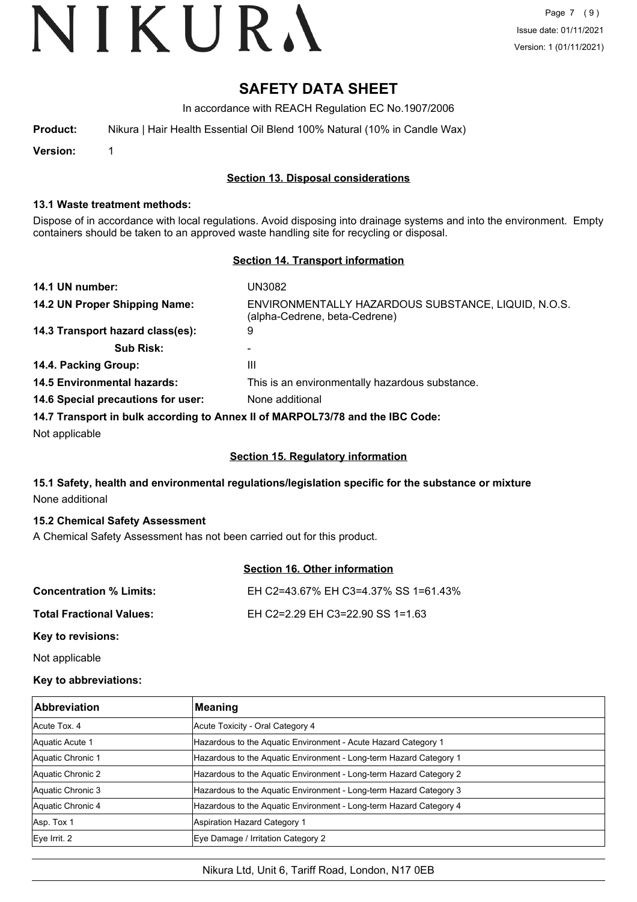# SAFETY DATA SHEET

In accordance with REACH Regulation EC No.1907/2006

**Product:** Nikura | Hair Health Essential Oil Blend 100% Natural (10% in Candle Wax)

**Version:** 1

## Section 13. Disposal considerations

### 13.1 Waste treatment methods:

Dispose of in accordance with local regulations. Avoid disposing into drainage systems and into the environment. Empty containers should be taken to an approved waste handling site for recycling or disposal.

## Section 14. Transport information

**14.1 UN number:** UN3082

**14.2 UN Proper Shipping Name:** ENVIRONMENTALLY HAZARDOUS SUBSTANCE, LIQUID, N.O.S. (alpha-Cedrene, beta-Cedrene)

**14.3 Transport hazard class(es):** 9

**Sub Risk:** -

**14.4. Packing Group:** III

**14.5 Environmental hazards:** This is an environmentally hazardous substance.

**14.6 Special precautions for user:** None additional

**14.7 Transport in bulk according to Annex II of MARPOL73/78 and the IBC Code:**

Not applicable

## Section 15. Regulatory information

**15.1 Safety, health and environmental regulations/legislation specific for the substance or mixture**

None additional

**15.2 Chemical Safety Assessment**

A Chemical Safety Assessment has not been carried out for this product.

## Section 16. Other information

**Concentration % Limits:** EH C2=43.67% EH C3=4.37% SS 1=61.43%

**Total Fractional Values:** EH C2=2.29 EH C3=22.90 SS 1=1.63

**Key to revisions:**

Not applicable

**Key to abbreviations:**

| Abbreviation | Meaning |
|---|---|
| Acute Tox. 4 | Acute Toxicity - Oral Category 4 |
| Aquatic Acute 1 | Hazardous to the Aquatic Environment - Acute Hazard Category 1 |
| Aquatic Chronic 1 | Hazardous to the Aquatic Environment - Long-term Hazard Category 1 |
| Aquatic Chronic 2 | Hazardous to the Aquatic Environment - Long-term Hazard Category 2 |
| Aquatic Chronic 3 | Hazardous to the Aquatic Environment - Long-term Hazard Category 3 |
| Aquatic Chronic 4 | Hazardous to the Aquatic Environment - Long-term Hazard Category 4 |
| Asp. Tox 1 | Aspiration Hazard Category 1 |
| Eye Irrit. 2 | Eye Damage / Irritation Category 2 |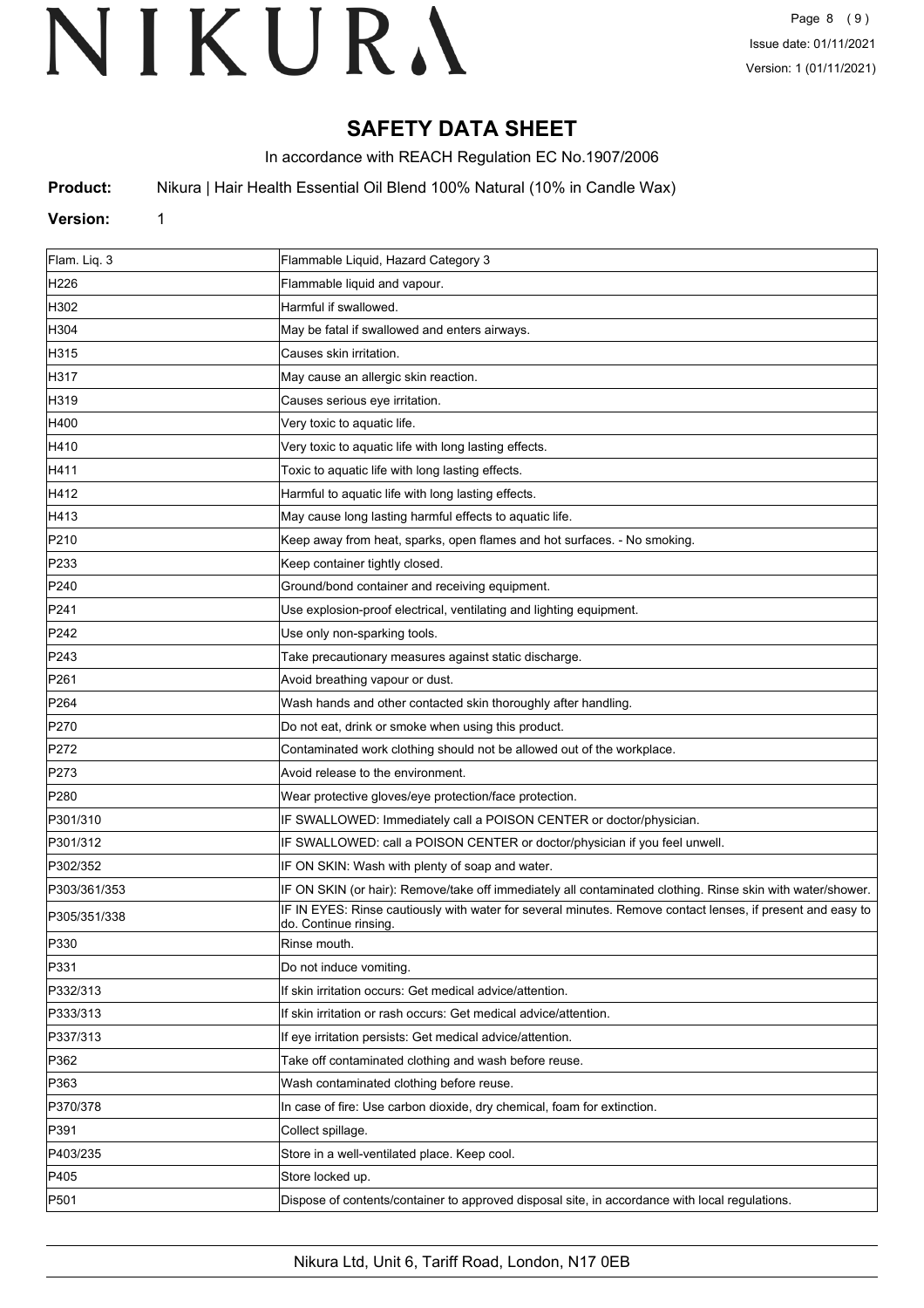# SAFETY DATA SHEET

In accordance with REACH Regulation EC No.1907/2006

**Product:** Nikura | Hair Health Essential Oil Blend 100% Natural (10% in Candle Wax)

**Version:** 1

| Flam. Liq. 3 | Flammable Liquid, Hazard Category 3 |
|---|---|
| H226 | Flammable liquid and vapour. |
| H302 | Harmful if swallowed. |
| H304 | May be fatal if swallowed and enters airways. |
| H315 | Causes skin irritation. |
| H317 | May cause an allergic skin reaction. |
| H319 | Causes serious eye irritation. |
| H400 | Very toxic to aquatic life. |
| H410 | Very toxic to aquatic life with long lasting effects. |
| H411 | Toxic to aquatic life with long lasting effects. |
| H412 | Harmful to aquatic life with long lasting effects. |
| H413 | May cause long lasting harmful effects to aquatic life. |
| P210 | Keep away from heat, sparks, open flames and hot surfaces. - No smoking. |
| P233 | Keep container tightly closed. |
| P240 | Ground/bond container and receiving equipment. |
| P241 | Use explosion-proof electrical, ventilating and lighting equipment. |
| P242 | Use only non-sparking tools. |
| P243 | Take precautionary measures against static discharge. |
| P261 | Avoid breathing vapour or dust. |
| P264 | Wash hands and other contacted skin thoroughly after handling. |
| P270 | Do not eat, drink or smoke when using this product. |
| P272 | Contaminated work clothing should not be allowed out of the workplace. |
| P273 | Avoid release to the environment. |
| P280 | Wear protective gloves/eye protection/face protection. |
| P301/310 | IF SWALLOWED: Immediately call a POISON CENTER or doctor/physician. |
| P301/312 | IF SWALLOWED: call a POISON CENTER or doctor/physician if you feel unwell. |
| P302/352 | IF ON SKIN: Wash with plenty of soap and water. |
| P303/361/353 | IF ON SKIN (or hair): Remove/take off immediately all contaminated clothing. Rinse skin with water/shower. |
| P305/351/338 | IF IN EYES: Rinse cautiously with water for several minutes. Remove contact lenses, if present and easy to do. Continue rinsing. |
| P330 | Rinse mouth. |
| P331 | Do not induce vomiting. |
| P332/313 | If skin irritation occurs: Get medical advice/attention. |
| P333/313 | If skin irritation or rash occurs: Get medical advice/attention. |
| P337/313 | If eye irritation persists: Get medical advice/attention. |
| P362 | Take off contaminated clothing and wash before reuse. |
| P363 | Wash contaminated clothing before reuse. |
| P370/378 | In case of fire: Use carbon dioxide, dry chemical, foam for extinction. |
| P391 | Collect spillage. |
| P403/235 | Store in a well-ventilated place. Keep cool. |
| P405 | Store locked up. |
| P501 | Dispose of contents/container to approved disposal site, in accordance with local regulations. |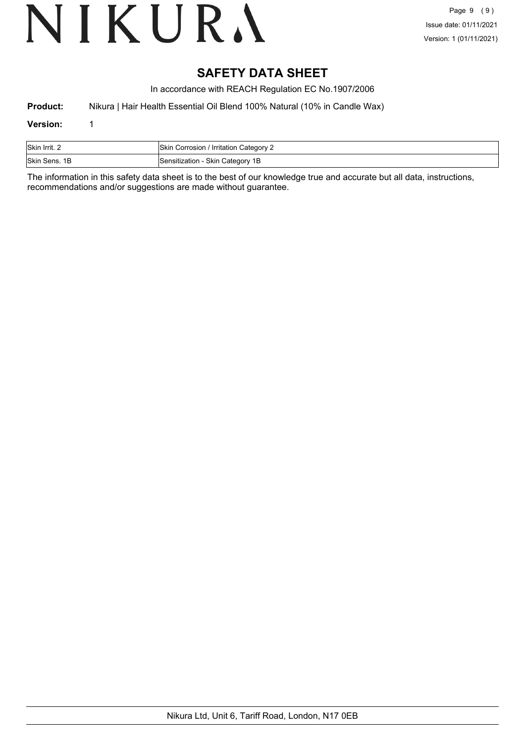# SAFETY DATA SHEET

In accordance with REACH Regulation EC No.1907/2006

**Product:** Nikura | Hair Health Essential Oil Blend 100% Natural (10% in Candle Wax)

**Version:** 1

| | |
|---|---|
| Skin Irrit. 2 | Skin Corrosion / Irritation Category 2 |
| Skin Sens. 1B | Sensitization - Skin Category 1B |

The information in this safety data sheet is to the best of our knowledge true and accurate but all data, instructions, recommendations and/or suggestions are made without guarantee.